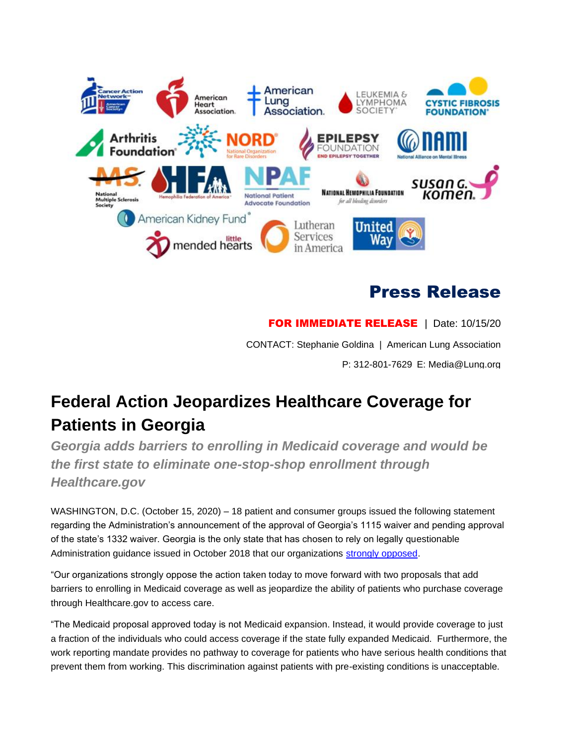# Press Release

**FOR IMMEDIATE RELEASE** | Date: 10/15/20

CONTACT: Stephanie Goldina | American Lung Association

P: 312-801-7629 E: Media@Lung.org

## Federal Action Jeopardizes Healthcare Coverage for Patients in Georgia

***Georgia adds barriers to enrolling in Medicaid coverage and would be the first state to eliminate one-stop-shop enrollment through Healthcare.gov***

WASHINGTON, D.C. (October 15, 2020) – 18 patient and consumer groups issued the following statement regarding the Administration's announcement of the approval of Georgia's 1115 waiver and pending approval of the state's 1332 waiver. Georgia is the only state that has chosen to rely on legally questionable Administration guidance issued in October 2018 that our organizations strongly opposed.

"Our organizations strongly oppose the action taken today to move forward with two proposals that add barriers to enrolling in Medicaid coverage as well as jeopardize the ability of patients who purchase coverage through Healthcare.gov to access care.

"The Medicaid proposal approved today is not Medicaid expansion. Instead, it would provide coverage to just a fraction of the individuals who could access coverage if the state fully expanded Medicaid. Furthermore, the work reporting mandate provides no pathway to coverage for patients who have serious health conditions that prevent them from working. This discrimination against patients with pre-existing conditions is unacceptable.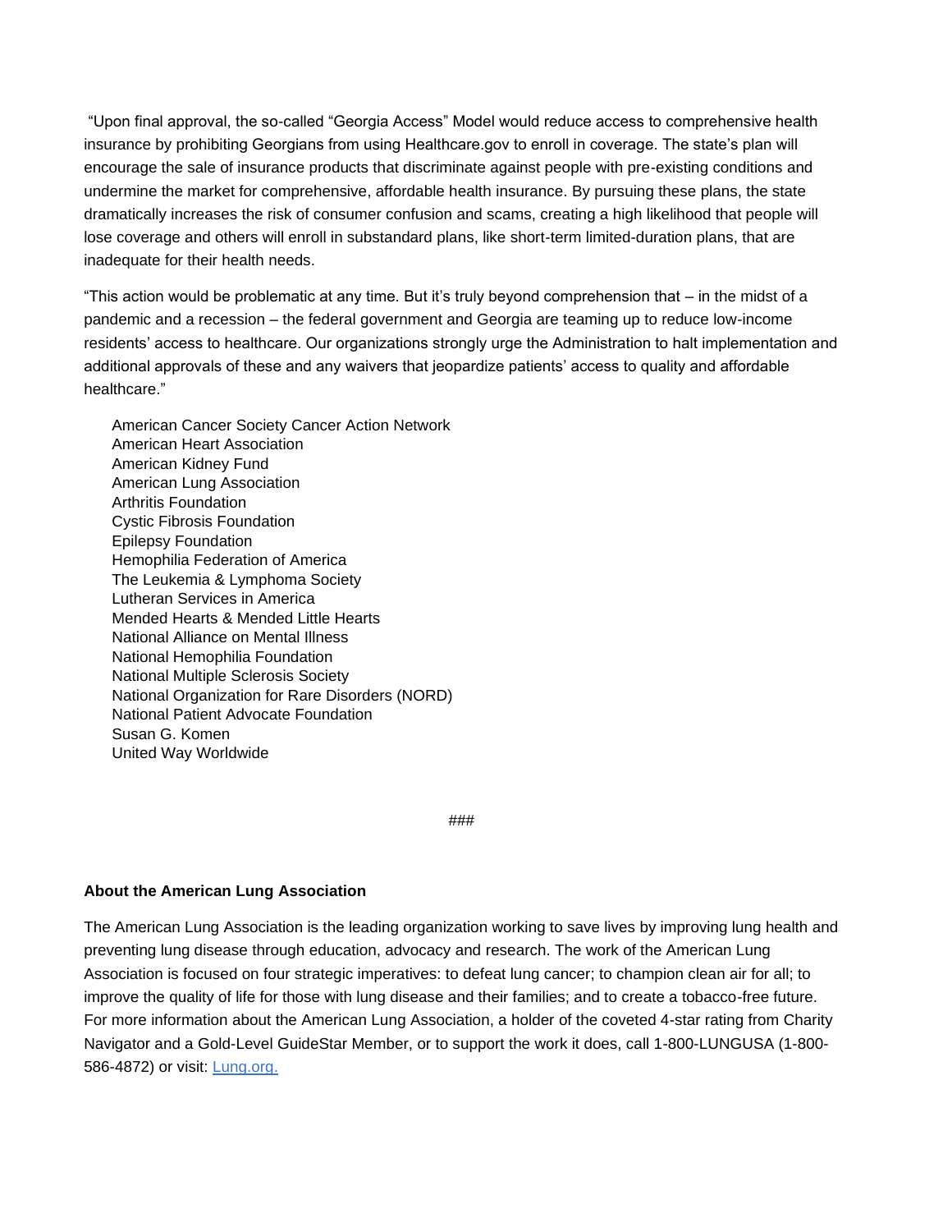"Upon final approval, the so-called "Georgia Access" Model would reduce access to comprehensive health insurance by prohibiting Georgians from using Healthcare.gov to enroll in coverage. The state's plan will encourage the sale of insurance products that discriminate against people with pre-existing conditions and undermine the market for comprehensive, affordable health insurance. By pursuing these plans, the state dramatically increases the risk of consumer confusion and scams, creating a high likelihood that people will lose coverage and others will enroll in substandard plans, like short-term limited-duration plans, that are inadequate for their health needs.

"This action would be problematic at any time. But it's truly beyond comprehension that – in the midst of a pandemic and a recession – the federal government and Georgia are teaming up to reduce low-income residents' access to healthcare. Our organizations strongly urge the Administration to halt implementation and additional approvals of these and any waivers that jeopardize patients' access to quality and affordable healthcare."

American Cancer Society Cancer Action Network
American Heart Association
American Kidney Fund
American Lung Association
Arthritis Foundation
Cystic Fibrosis Foundation
Epilepsy Foundation
Hemophilia Federation of America
The Leukemia & Lymphoma Society
Lutheran Services in America
Mended Hearts & Mended Little Hearts
National Alliance on Mental Illness
National Hemophilia Foundation
National Multiple Sclerosis Society
National Organization for Rare Disorders (NORD)
National Patient Advocate Foundation
Susan G. Komen
United Way Worldwide

###

**About the American Lung Association**

The American Lung Association is the leading organization working to save lives by improving lung health and preventing lung disease through education, advocacy and research. The work of the American Lung Association is focused on four strategic imperatives: to defeat lung cancer; to champion clean air for all; to improve the quality of life for those with lung disease and their families; and to create a tobacco-free future. For more information about the American Lung Association, a holder of the coveted 4-star rating from Charity Navigator and a Gold-Level GuideStar Member, or to support the work it does, call 1-800-LUNGUSA (1-800-586-4872) or visit: [Lung.org.](https://www.lung.org)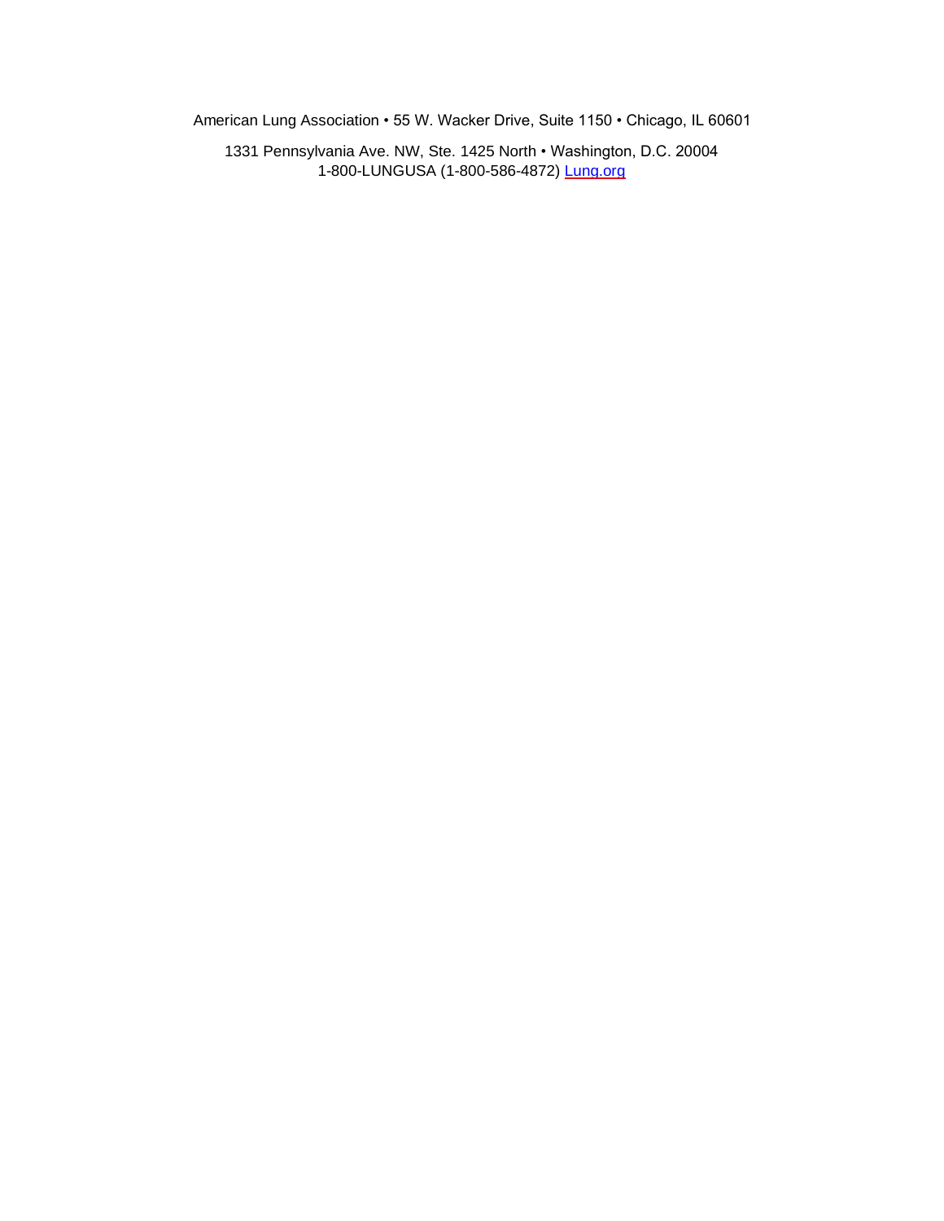American Lung Association • 55 W. Wacker Drive, Suite 1150 • Chicago, IL 60601

1331 Pennsylvania Ave. NW, Ste. 1425 North • Washington, D.C. 20004
1-800-LUNGUSA (1-800-586-4872) [Lung.org](https://www.lung.org)